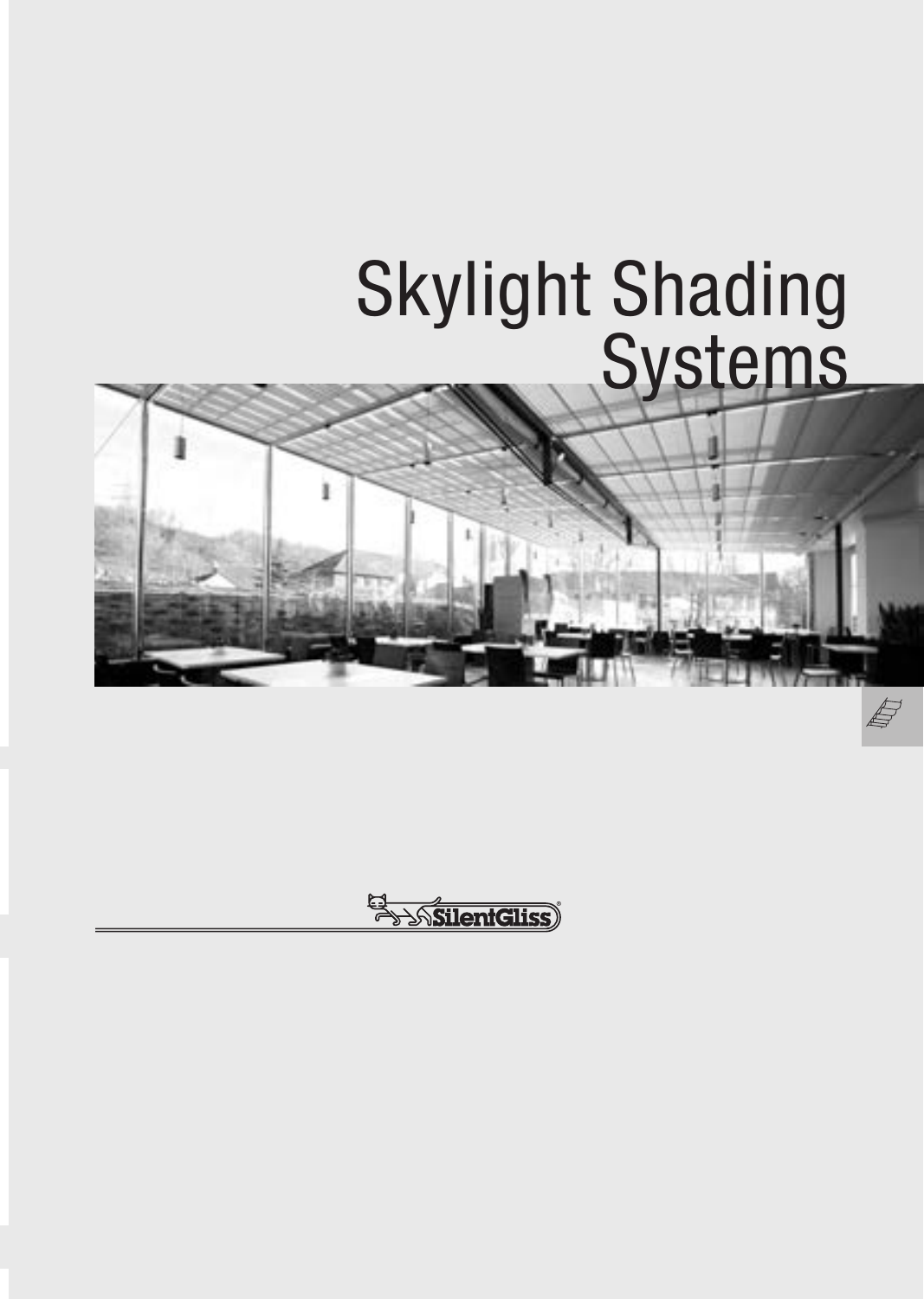# Skylight Shading Systems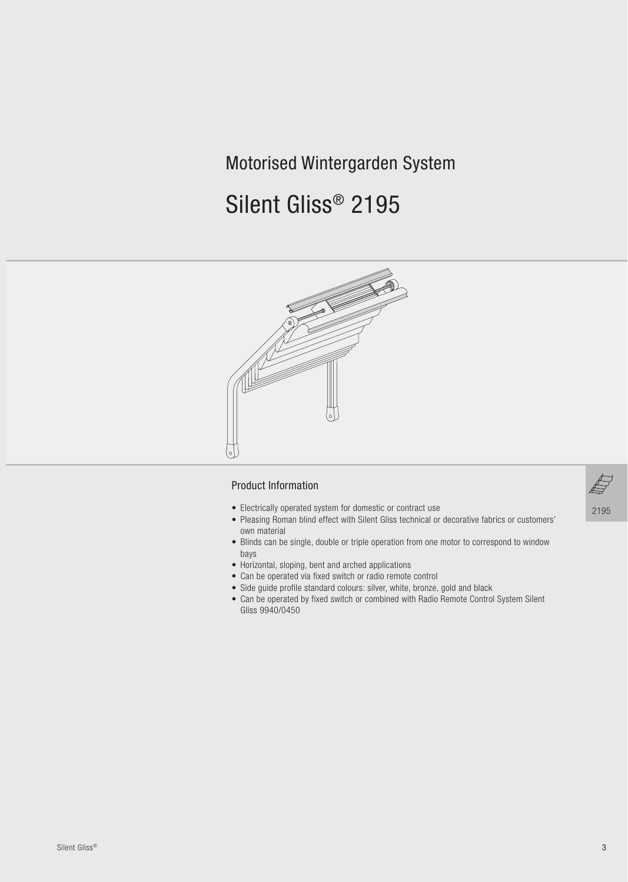Motorised Wintergarden System

# Silent Gliss® 2195

## Product Information

- Electrically operated system for domestic or contract use
- Pleasing Roman blind effect with Silent Gliss technical or decorative fabrics or customers' own material
- Blinds can be single, double or triple operation from one motor to correspond to window bays
- Horizontal, sloping, bent and arched applications
- Can be operated via fixed switch or radio remote control
- Side guide profile standard colours: silver, white, bronze, gold and black
- Can be operated by fixed switch or combined with Radio Remote Control System Silent Gliss 9940/0450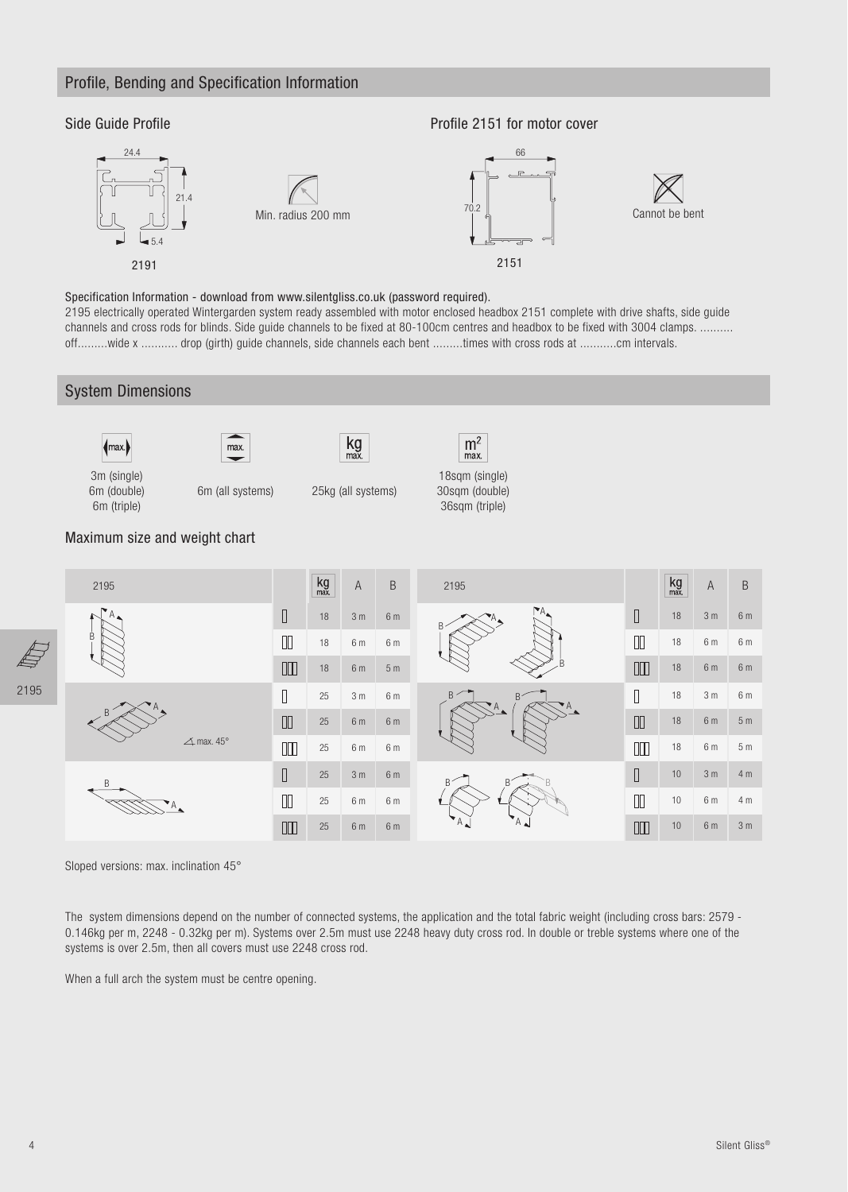## Profile, Bending and Specification Information

### Side Guide Profile

24.4

21.4

5.4

2191

Min. radius 200 mm

### Profile 2151 for motor cover

66

70.2

2151

Cannot be bent

Specification Information - download from www.silentgliss.co.uk (password required).

2195 electrically operated Wintergarden system ready assembled with motor enclosed headbox 2151 complete with drive shafts, side guide channels and cross rods for blinds. Side guide channels to be fixed at 80-100cm centres and headbox to be fixed with 3004 clamps. .......... off.........wide x ........... drop (girth) guide channels, side channels each bent .........times with cross rods at ...........cm intervals.

## System Dimensions

| max. width | max. drop | kg max. | $m^2$ max. |
|---|---|---|---|
| 3m (single)<br>6m (double)<br>6m (triple) | 6m (all systems) | 25kg (all systems) | 18sqm (single)<br>30sqm (double)<br>36sqm (triple) |

### Maximum size and weight chart

| 2195 | | kg max. | A | B |
|---|---|---|---|---|
| Vertical | single | 18 | 3 m | 6 m |
| | double | 18 | 6 m | 6 m |
| | triple | 18 | 6 m | 5 m |
| Sloped (max. 45°) | single | 25 | 3 m | 6 m |
| | double | 25 | 6 m | 6 m |
| | triple | 25 | 6 m | 6 m |
| Horizontal | single | 25 | 3 m | 6 m |
| | double | 25 | 6 m | 6 m |
| | triple | 25 | 6 m | 6 m |

| 2195 | | kg max. | A | B |
|---|---|---|---|---|
| Bent (sloped / vertical) | single | 18 | 3 m | 6 m |
| | double | 18 | 6 m | 6 m |
| | triple | 18 | 6 m | 6 m |
| Bent (curved) | single | 18 | 3 m | 6 m |
| | double | 18 | 6 m | 5 m |
| | triple | 18 | 6 m | 5 m |
| Arch | single | 10 | 3 m | 4 m |
| | double | 10 | 6 m | 4 m |
| | triple | 10 | 6 m | 3 m |

Sloped versions: max. inclination 45°

The system dimensions depend on the number of connected systems, the application and the total fabric weight (including cross bars: 2579 - 0.146kg per m, 2248 - 0.32kg per m). Systems over 2.5m must use 2248 heavy duty cross rod. In double or treble systems where one of the systems is over 2.5m, then all covers must use 2248 cross rod.

When a full arch the system must be centre opening.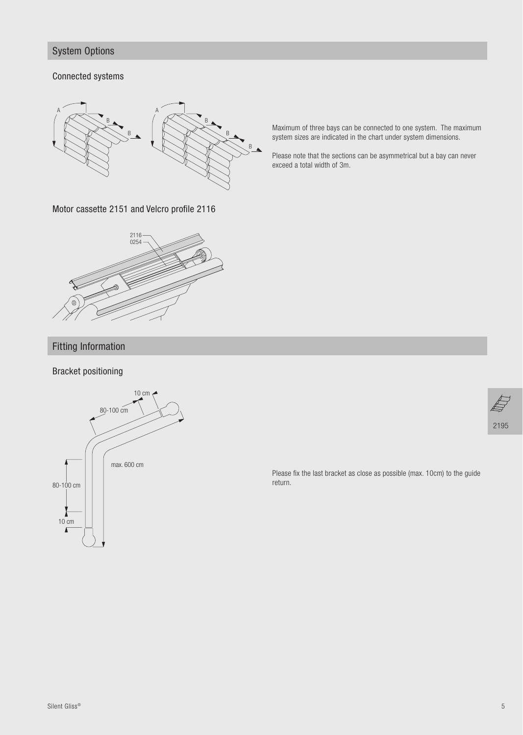## System Options

### Connected systems

Maximum of three bays can be connected to one system. The maximum system sizes are indicated in the chart under system dimensions.

Please note that the sections can be asymmetrical but a bay can never exceed a total width of 3m.

### Motor cassette 2151 and Velcro profile 2116

## Fitting Information

### Bracket positioning

Please fix the last bracket as close as possible (max. 10cm) to the guide return.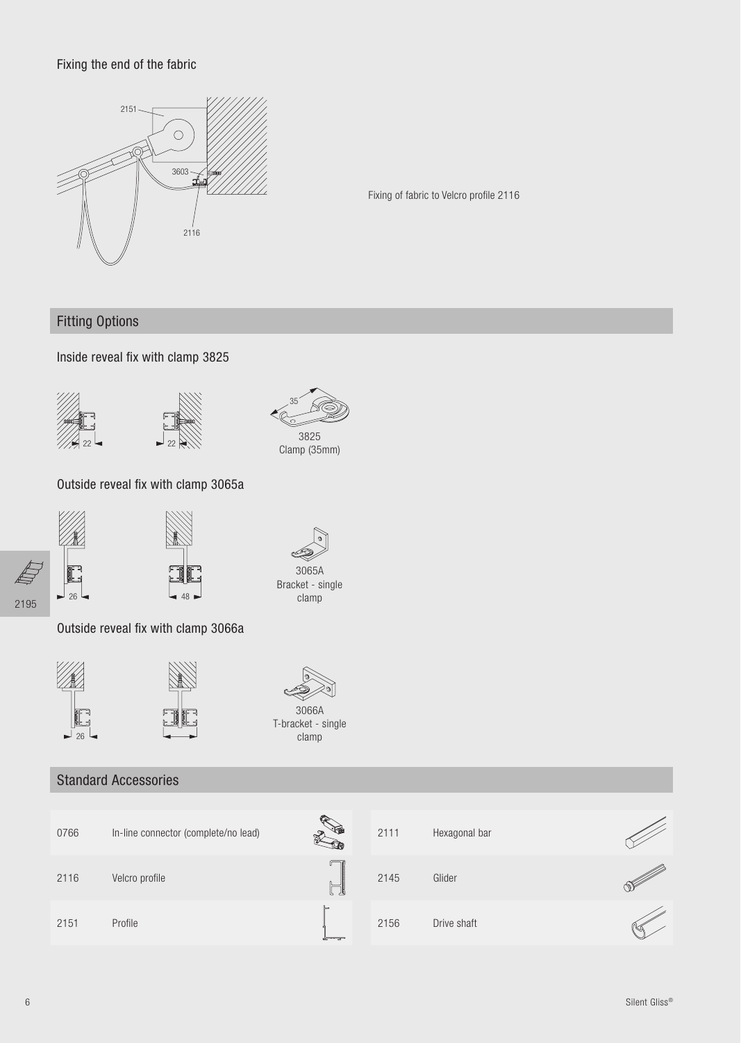### Fixing the end of the fabric

2151

3603

2116

Fixing of fabric to Velcro profile 2116

## Fitting Options

### Inside reveal fix with clamp 3825

22 22

35

3825
Clamp (35mm)

### Outside reveal fix with clamp 3065a

26 48

3065A
Bracket - single clamp

### Outside reveal fix with clamp 3066a

26

3066A
T-bracket - single clamp

## Standard Accessories

| | | | |
|---|---|---|---|
| 0766 | In-line connector (complete/no lead) | 2111 | Hexagonal bar |
| 2116 | Velcro profile | 2145 | Glider |
| 2151 | Profile | 2156 | Drive shaft |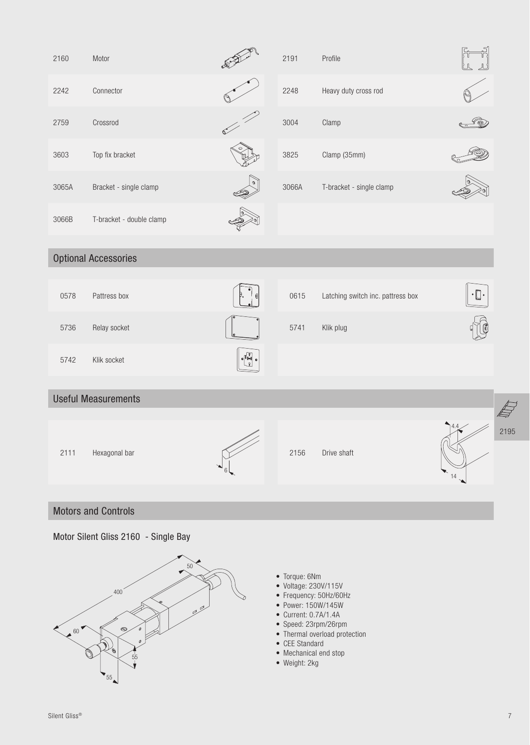| | | | |
|---|---|---|---|
| 2160 | Motor | 2191 | Profile |
| 2242 | Connector | 2248 | Heavy duty cross rod |
| 2759 | Crossrod | 3004 | Clamp |
| 3603 | Top fix bracket | 3825 | Clamp (35mm) |
| 3065A | Bracket - single clamp | 3066A | T-bracket - single clamp |
| 3066B | T-bracket - double clamp | | |

## Optional Accessories

| | | | |
|---|---|---|---|
| 0578 | Pattress box | 0615 | Latching switch inc. pattress box |
| 5736 | Relay socket | 5741 | Klik plug |
| 5742 | Klik socket | | |

## Useful Measurements

| | | | |
|---|---|---|---|
| 2111 | Hexagonal bar (6) | 2156 | Drive shaft (4.4, 14) |

2195

## Motors and Controls

### Motor Silent Gliss 2160 - Single Bay

Dimensions: 400, 50, 60, 55, 55

- Torque: 6Nm
- Voltage: 230V/115V
- Frequency: 50Hz/60Hz
- Power: 150W/145W
- Current: 0.7A/1.4A
- Speed: 23rpm/26rpm
- Thermal overload protection
- CEE Standard
- Mechanical end stop
- Weight: 2kg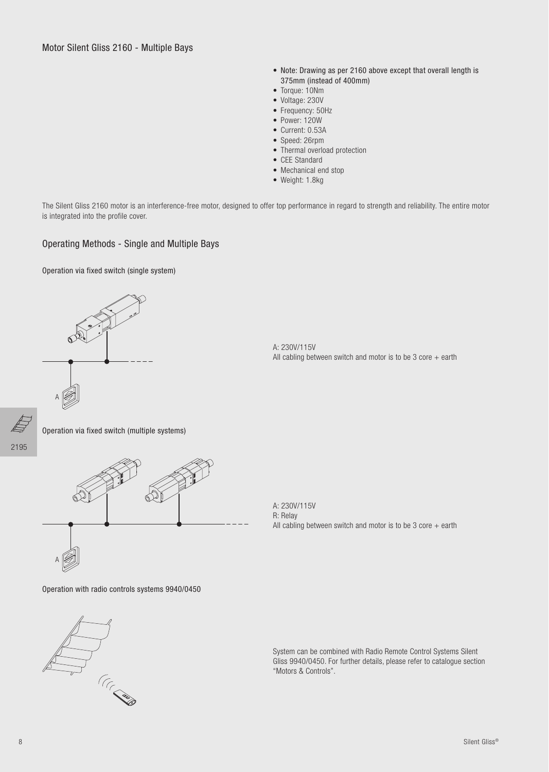## Motor Silent Gliss 2160 - Multiple Bays

- Note: Drawing as per 2160 above except that overall length is 375mm (instead of 400mm)
- Torque: 10Nm
- Voltage: 230V
- Frequency: 50Hz
- Power: 120W
- Current: 0.53A
- Speed: 26rpm
- Thermal overload protection
- CEE Standard
- Mechanical end stop
- Weight: 1.8kg

The Silent Gliss 2160 motor is an interference-free motor, designed to offer top performance in regard to strength and reliability. The entire motor is integrated into the profile cover.

## Operating Methods - Single and Multiple Bays

### Operation via fixed switch (single system)

A: 230V/115V
All cabling between switch and motor is to be 3 core + earth

### Operation via fixed switch (multiple systems)

A: 230V/115V
R: Relay
All cabling between switch and motor is to be 3 core + earth

### Operation with radio controls systems 9940/0450

System can be combined with Radio Remote Control Systems Silent Gliss 9940/0450. For further details, please refer to catalogue section "Motors & Controls".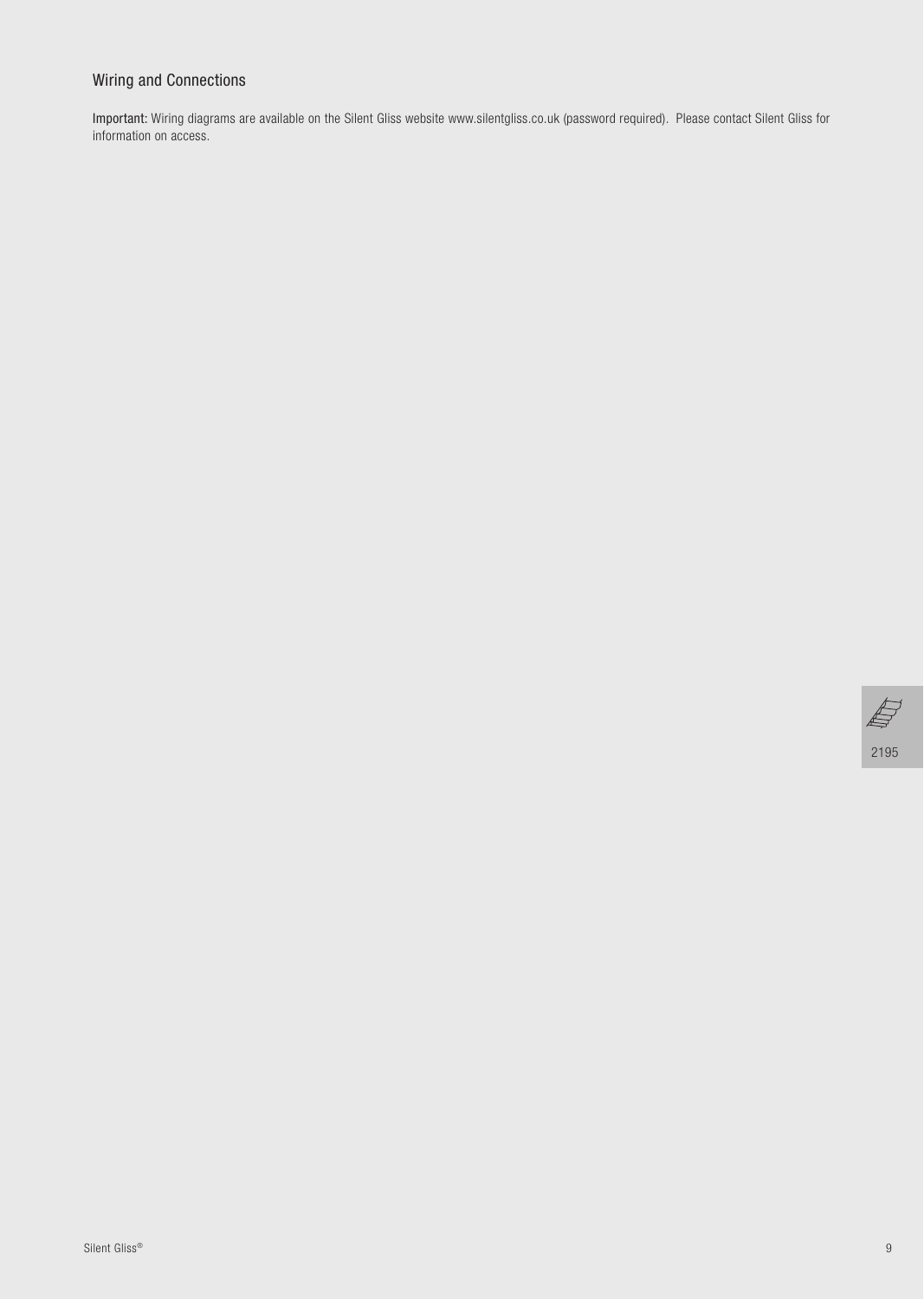## Wiring and Connections

**Important:** Wiring diagrams are available on the Silent Gliss website www.silentgliss.co.uk (password required). Please contact Silent Gliss for information on access.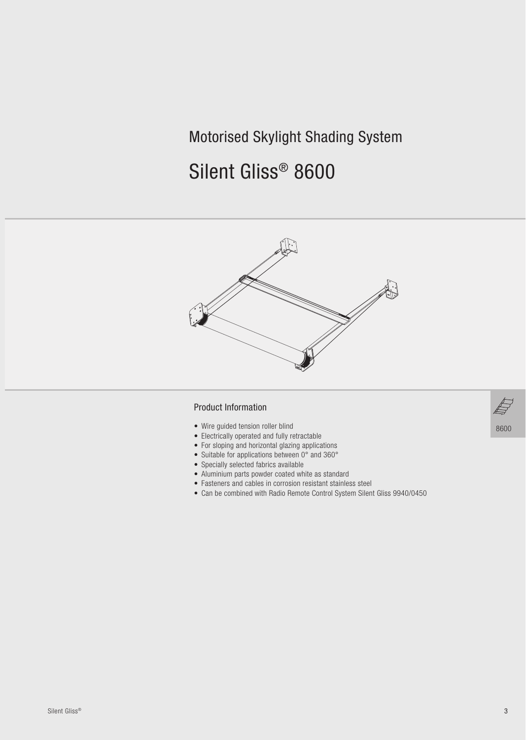Motorised Skylight Shading System

# Silent Gliss® 8600

## Product Information

- Wire guided tension roller blind
- Electrically operated and fully retractable
- For sloping and horizontal glazing applications
- Suitable for applications between 0° and 360°
- Specially selected fabrics available
- Aluminium parts powder coated white as standard
- Fasteners and cables in corrosion resistant stainless steel
- Can be combined with Radio Remote Control System Silent Gliss 9940/0450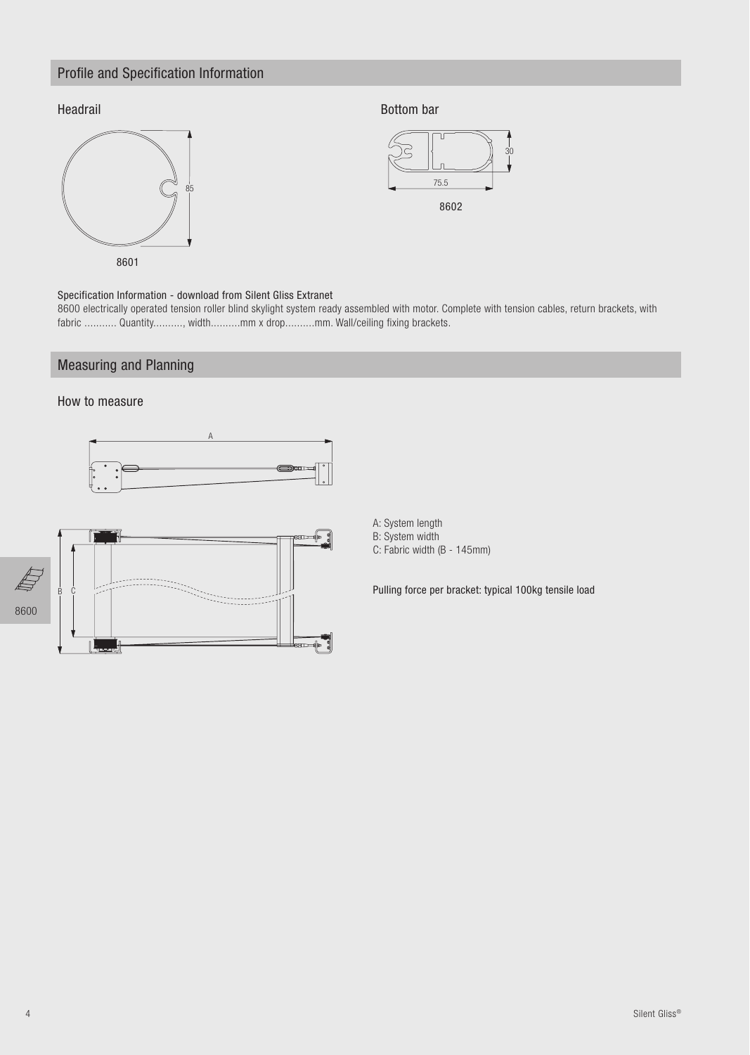## Profile and Specification Information

### Headrail

8601

### Bottom bar

8602

Specification Information - download from Silent Gliss Extranet

8600 electrically operated tension roller blind skylight system ready assembled with motor. Complete with tension cables, return brackets, with fabric ........... Quantity.........., width..........mm x drop..........mm. Wall/ceiling fixing brackets.

## Measuring and Planning

### How to measure

A: System length
B: System width
C: Fabric width (B - 145mm)

Pulling force per bracket: typical 100kg tensile load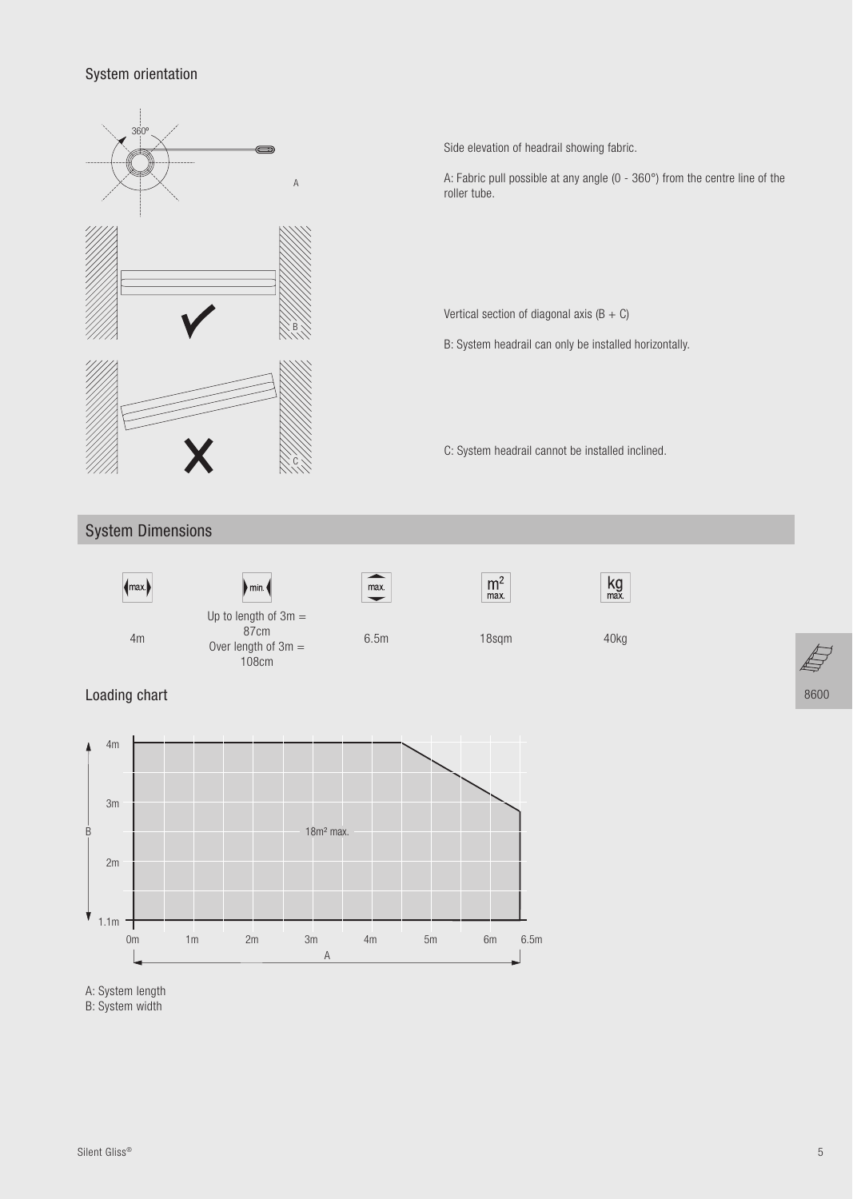## System orientation

Side elevation of headrail showing fabric.

A: Fabric pull possible at any angle (0 - 360°) from the centre line of the roller tube.

Vertical section of diagonal axis (B + C)

B: System headrail can only be installed horizontally.

C: System headrail cannot be installed inclined.

## System Dimensions

| max. | min. | max. | $m^2$ max. | kg max. |
|---|---|---|---|---|
| 4m | Up to length of 3m = 87cm<br>Over length of 3m = 108cm | 6.5m | 18sqm | 40kg |

### Loading chart

A: System length
B: System width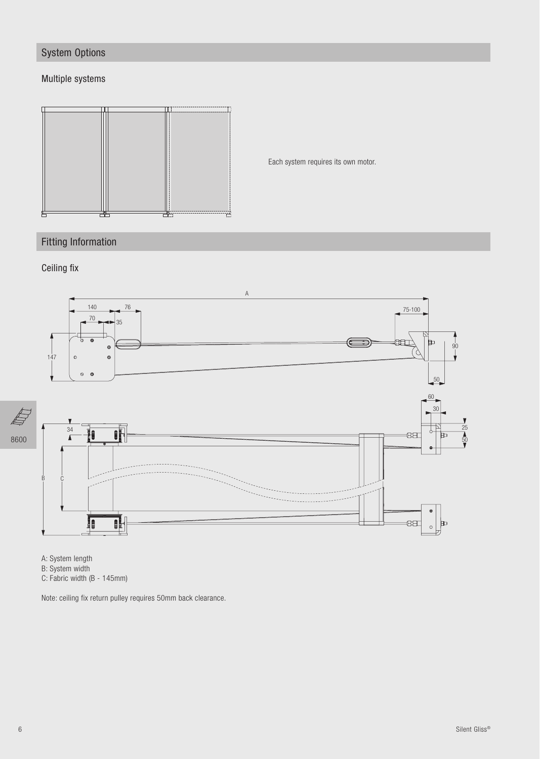## System Options

### Multiple systems

Each system requires its own motor.

## Fitting Information

### Ceiling fix

A: System length
B: System width
C: Fabric width (B - 145mm)

Note: ceiling fix return pulley requires 50mm back clearance.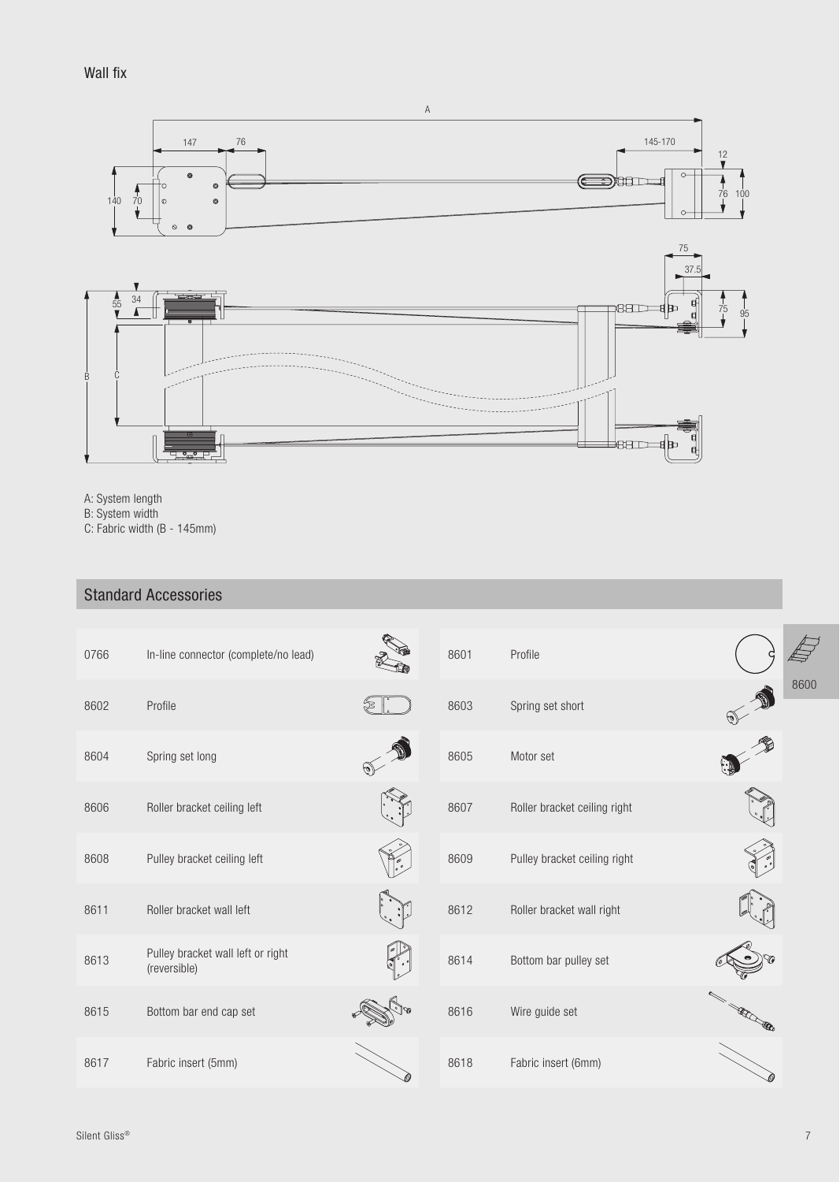## Wall fix

A: System length
B: System width
C: Fabric width (B - 145mm)

## Standard Accessories

| | | | |
|---|---|---|---|
| 0766 | In-line connector (complete/no lead) | 8601 | Profile |
| 8602 | Profile | 8603 | Spring set short |
| 8604 | Spring set long | 8605 | Motor set |
| 8606 | Roller bracket ceiling left | 8607 | Roller bracket ceiling right |
| 8608 | Pulley bracket ceiling left | 8609 | Pulley bracket ceiling right |
| 8611 | Roller bracket wall left | 8612 | Roller bracket wall right |
| 8613 | Pulley bracket wall left or right (reversible) | 8614 | Bottom bar pulley set |
| 8615 | Bottom bar end cap set | 8616 | Wire guide set |
| 8617 | Fabric insert (5mm) | 8618 | Fabric insert (6mm) |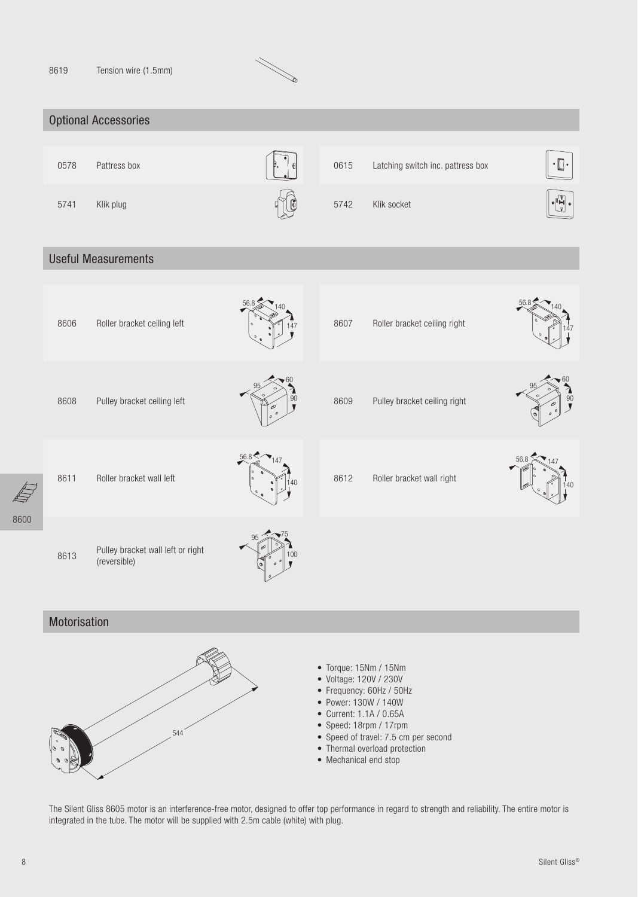| | |
|---|---|
| 8619 | Tension wire (1.5mm) |

## Optional Accessories

| | | | |
|---|---|---|---|
| 0578 | Pattress box | 0615 | Latching switch inc. pattress box |
| 5741 | Klik plug | 5742 | Klik socket |

## Useful Measurements

| | | Dimensions | | | Dimensions |
|---|---|---|---|---|---|
| 8606 | Roller bracket ceiling left | 56.8 / 140 / 147 | 8607 | Roller bracket ceiling right | 56.8 / 140 / 147 |
| 8608 | Pulley bracket ceiling left | 95 / 60 / 90 | 8609 | Pulley bracket ceiling right | 95 / 60 / 90 |
| 8611 | Roller bracket wall left | 56.8 / 147 / 140 | 8612 | Roller bracket wall right | 56.8 / 147 / 140 |
| 8613 | Pulley bracket wall left or right (reversible) | 95 / 75 / 100 | | | |

## Motorisation

544

- Torque: 15Nm / 15Nm
- Voltage: 120V / 230V
- Frequency: 60Hz / 50Hz
- Power: 130W / 140W
- Current: 1.1A / 0.65A
- Speed: 18rpm / 17rpm
- Speed of travel: 7.5 cm per second
- Thermal overload protection
- Mechanical end stop

The Silent Gliss 8605 motor is an interference-free motor, designed to offer top performance in regard to strength and reliability. The entire motor is integrated in the tube. The motor will be supplied with 2.5m cable (white) with plug.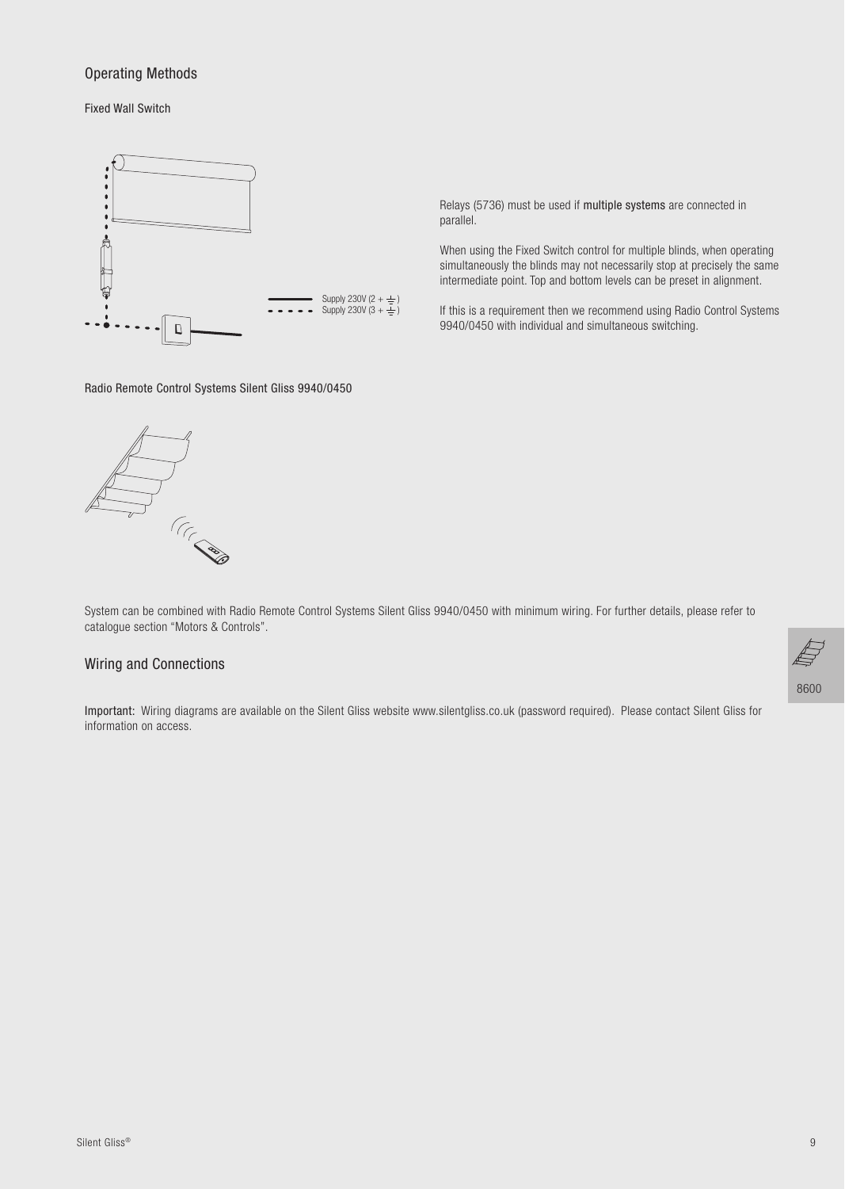## Operating Methods

### Fixed Wall Switch

Supply 230V (2 + ⏚)
Supply 230V (3 + ⏚)

Relays (5736) must be used if **multiple systems** are connected in parallel.

When using the Fixed Switch control for multiple blinds, when operating simultaneously the blinds may not necessarily stop at precisely the same intermediate point. Top and bottom levels can be preset in alignment.

If this is a requirement then we recommend using Radio Control Systems 9940/0450 with individual and simultaneous switching.

### Radio Remote Control Systems Silent Gliss 9940/0450

System can be combined with Radio Remote Control Systems Silent Gliss 9940/0450 with minimum wiring. For further details, please refer to catalogue section “Motors & Controls”.

## Wiring and Connections

**Important:** Wiring diagrams are available on the Silent Gliss website www.silentgliss.co.uk (password required). Please contact Silent Gliss for information on access.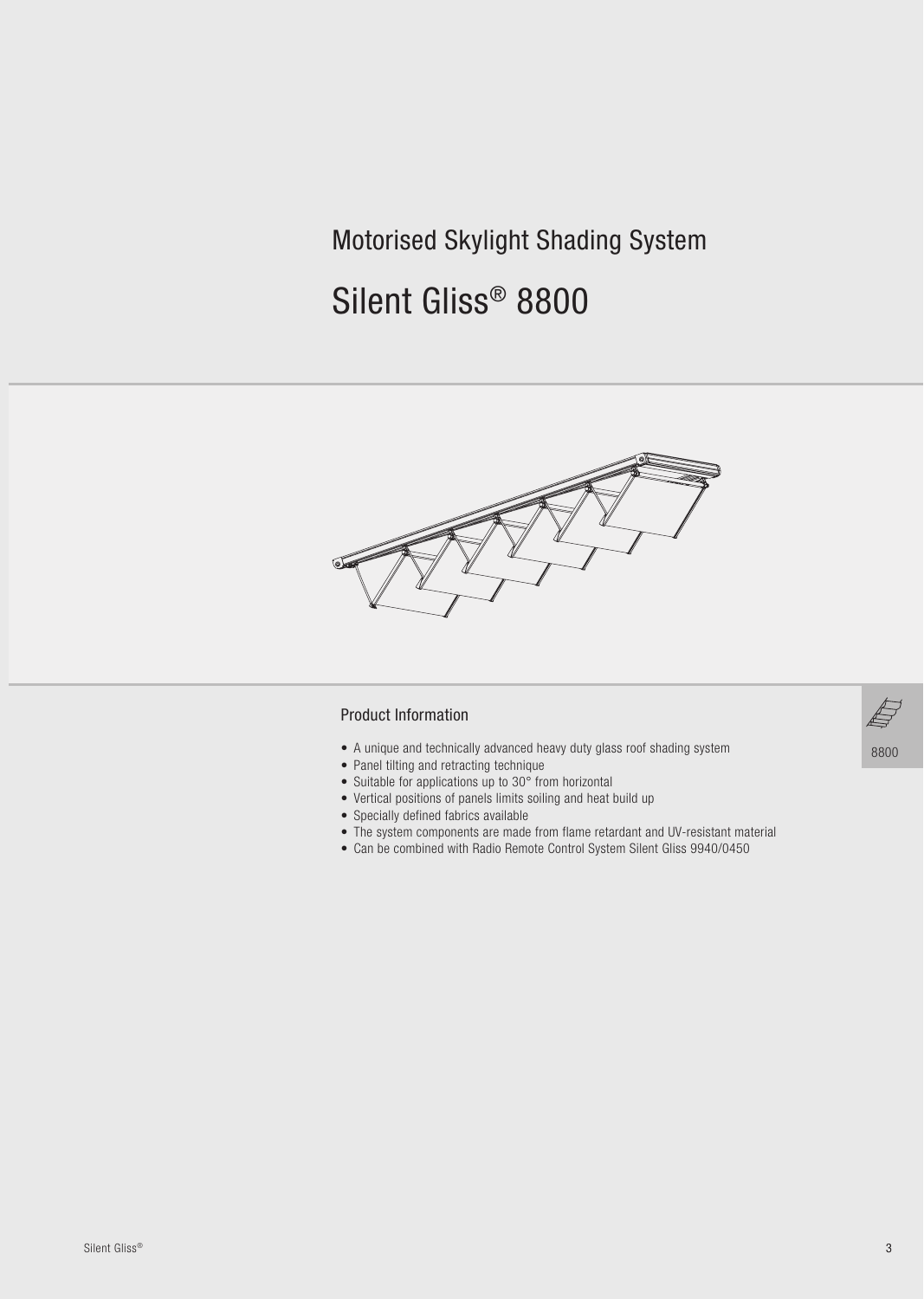Motorised Skylight Shading System

# Silent Gliss® 8800

## Product Information

- A unique and technically advanced heavy duty glass roof shading system
- Panel tilting and retracting technique
- Suitable for applications up to 30° from horizontal
- Vertical positions of panels limits soiling and heat build up
- Specially defined fabrics available
- The system components are made from flame retardant and UV-resistant material
- Can be combined with Radio Remote Control System Silent Gliss 9940/0450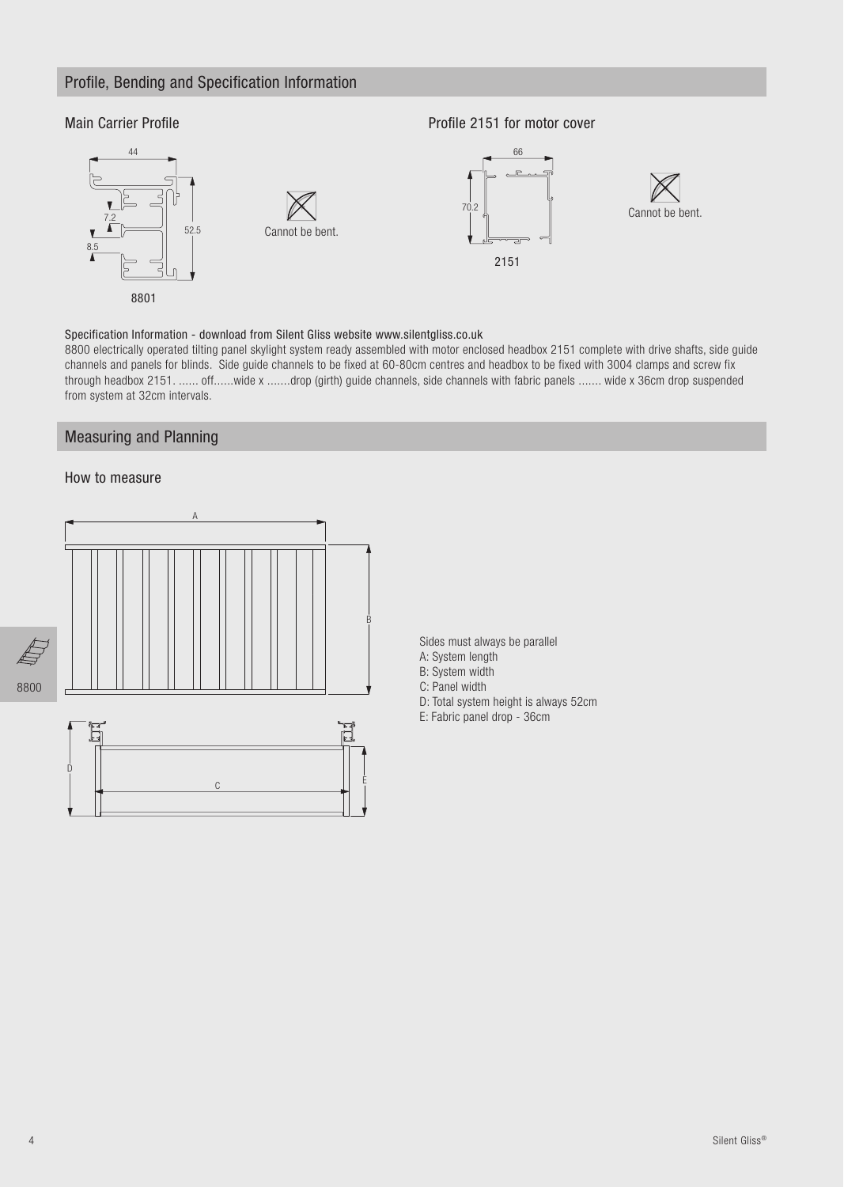## Profile, Bending and Specification Information

### Main Carrier Profile

44

7.2

52.5

8.5

8801

Cannot be bent.

### Profile 2151 for motor cover

66

70.2

2151

Cannot be bent.

#### Specification Information - download from Silent Gliss website www.silentgliss.co.uk

8800 electrically operated tilting panel skylight system ready assembled with motor enclosed headbox 2151 complete with drive shafts, side guide channels and panels for blinds. Side guide channels to be fixed at 60-80cm centres and headbox to be fixed with 3004 clamps and screw fix through headbox 2151. ...... off......wide x .......drop (girth) guide channels, side channels with fabric panels ....... wide x 36cm drop suspended from system at 32cm intervals.

## Measuring and Planning

### How to measure

Sides must always be parallel
A: System length
B: System width
C: Panel width
D: Total system height is always 52cm
E: Fabric panel drop - 36cm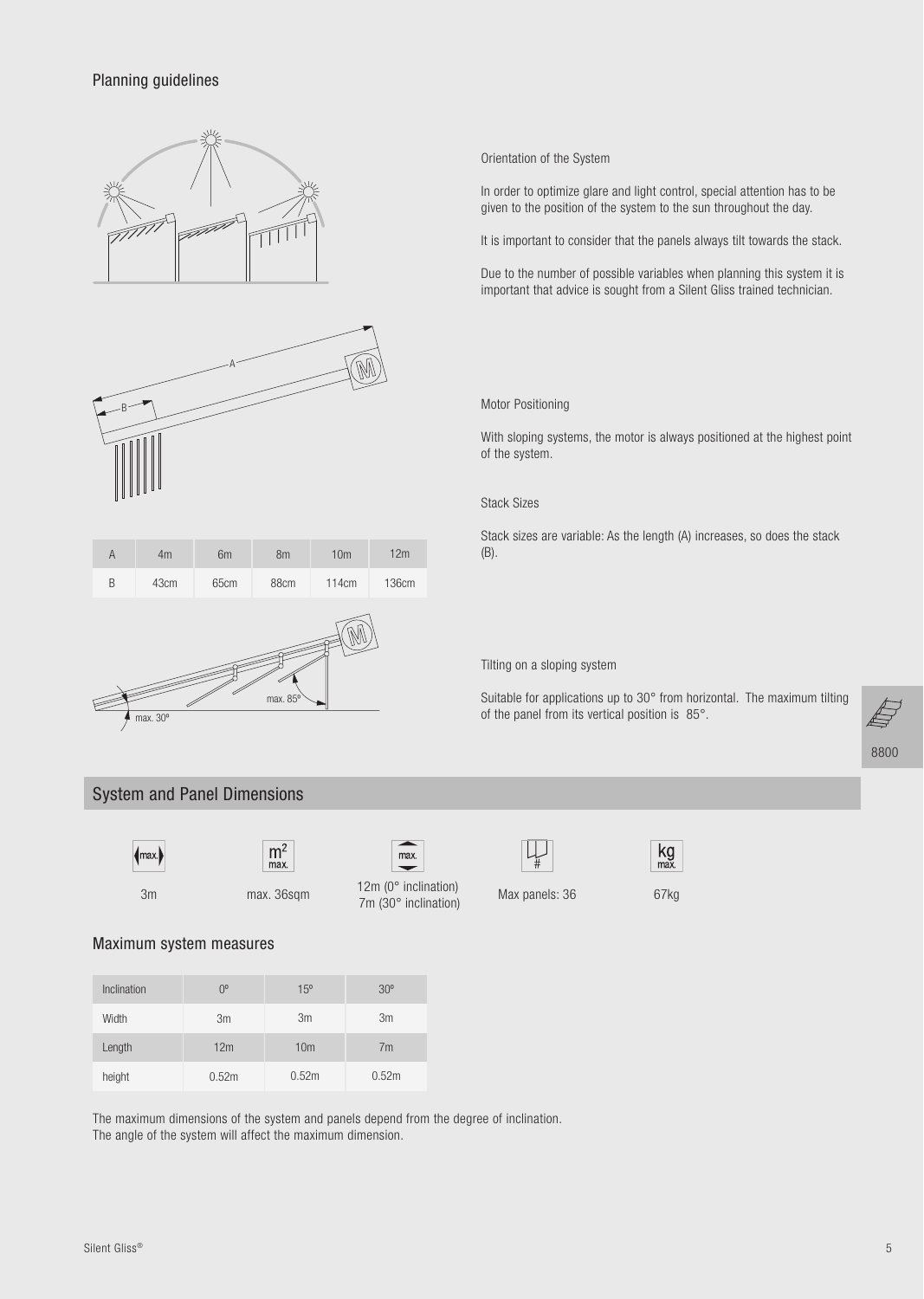## Planning guidelines

Orientation of the System

In order to optimize glare and light control, special attention has to be given to the position of the system to the sun throughout the day.

It is important to consider that the panels always tilt towards the stack.

Due to the number of possible variables when planning this system it is important that advice is sought from a Silent Gliss trained technician.

Motor Positioning

With sloping systems, the motor is always positioned at the highest point of the system.

Stack Sizes

Stack sizes are variable: As the length (A) increases, so does the stack (B).

| A | 4m | 6m | 8m | 10m | 12m |
|---|---|---|---|---|---|
| B | 43cm | 65cm | 88cm | 114cm | 136cm |

Tilting on a sloping system

Suitable for applications up to 30° from horizontal. The maximum tilting of the panel from its vertical position is 85°.

8800

## System and Panel Dimensions

| max. | m² max. | max. | # | kg max. |
|---|---|---|---|---|
| 3m | max. 36sqm | 12m (0° inclination) 7m (30° inclination) | Max panels: 36 | 67kg |

### Maximum system measures

| Inclination | 0º | 15º | 30º |
|---|---|---|---|
| Width | 3m | 3m | 3m |
| Length | 12m | 10m | 7m |
| height | 0.52m | 0.52m | 0.52m |

The maximum dimensions of the system and panels depend from the degree of inclination.
The angle of the system will affect the maximum dimension.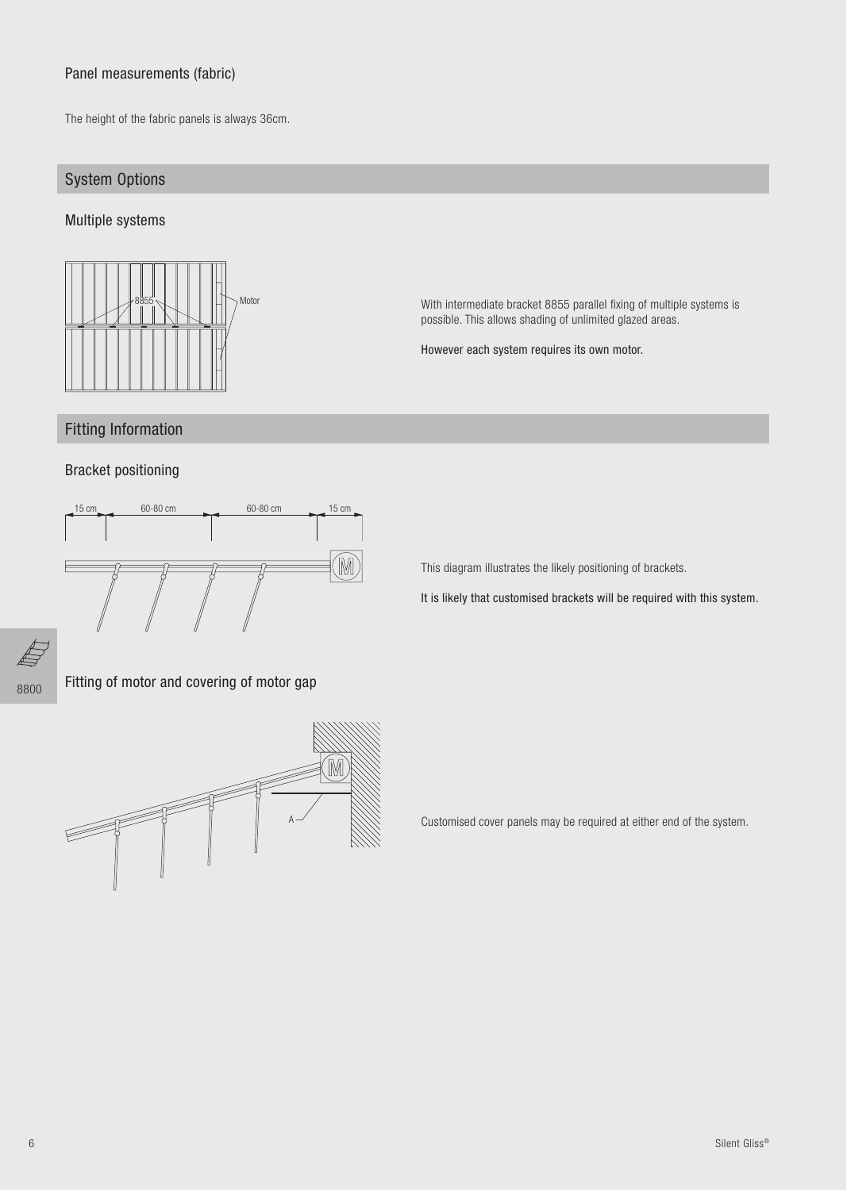### Panel measurements (fabric)

The height of the fabric panels is always 36cm.

## System Options

### Multiple systems

With intermediate bracket 8855 parallel fixing of multiple systems is possible. This allows shading of unlimited glazed areas.

However each system requires its own motor.

## Fitting Information

### Bracket positioning

This diagram illustrates the likely positioning of brackets.

It is likely that customised brackets will be required with this system.

### Fitting of motor and covering of motor gap

Customised cover panels may be required at either end of the system.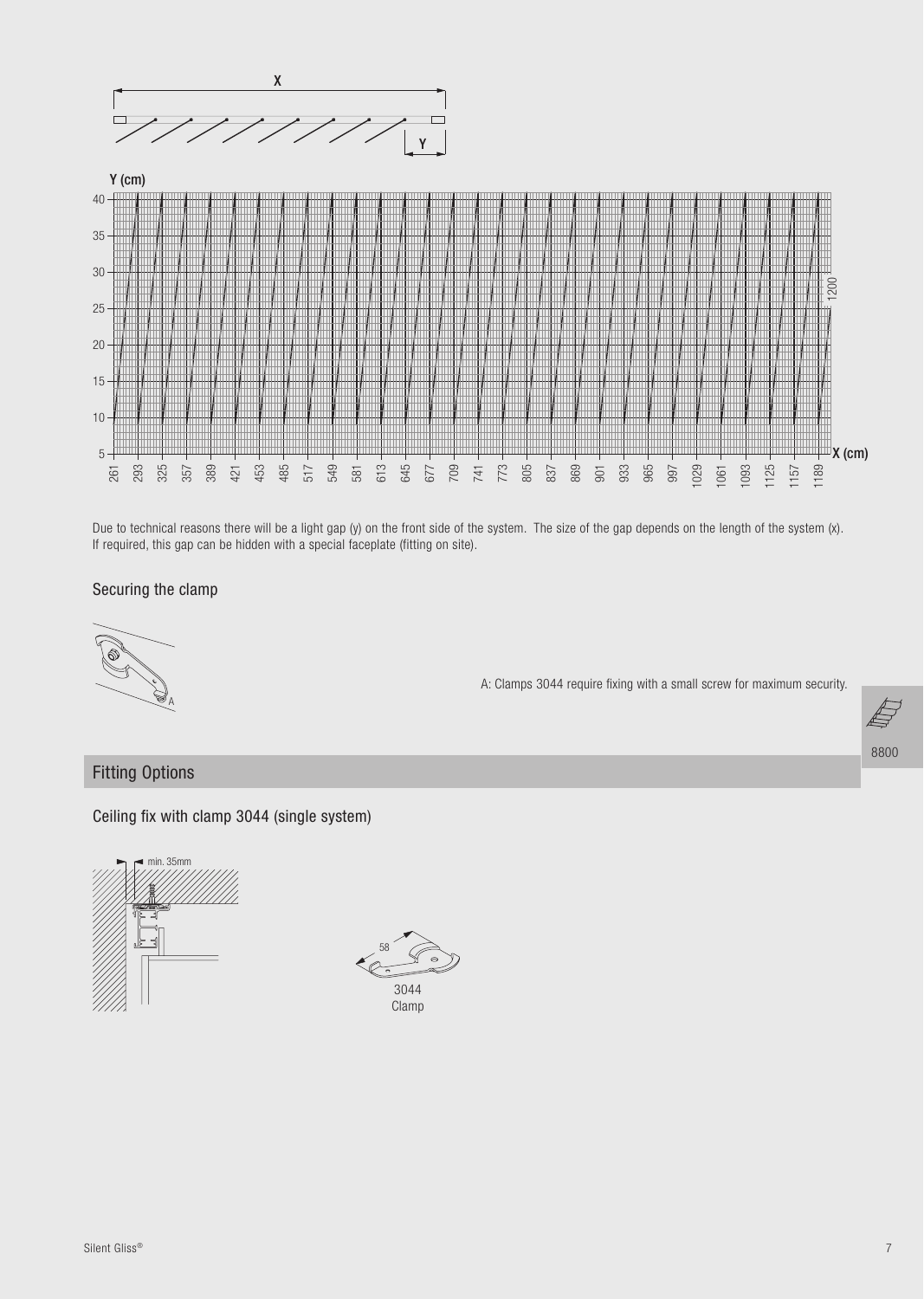Due to technical reasons there will be a light gap (y) on the front side of the system. The size of the gap depends on the length of the system (x). If required, this gap can be hidden with a special faceplate (fitting on site).

### Securing the clamp

A: Clamps 3044 require fixing with a small screw for maximum security.

## Fitting Options

### Ceiling fix with clamp 3044 (single system)

min. 35mm

58

3044
Clamp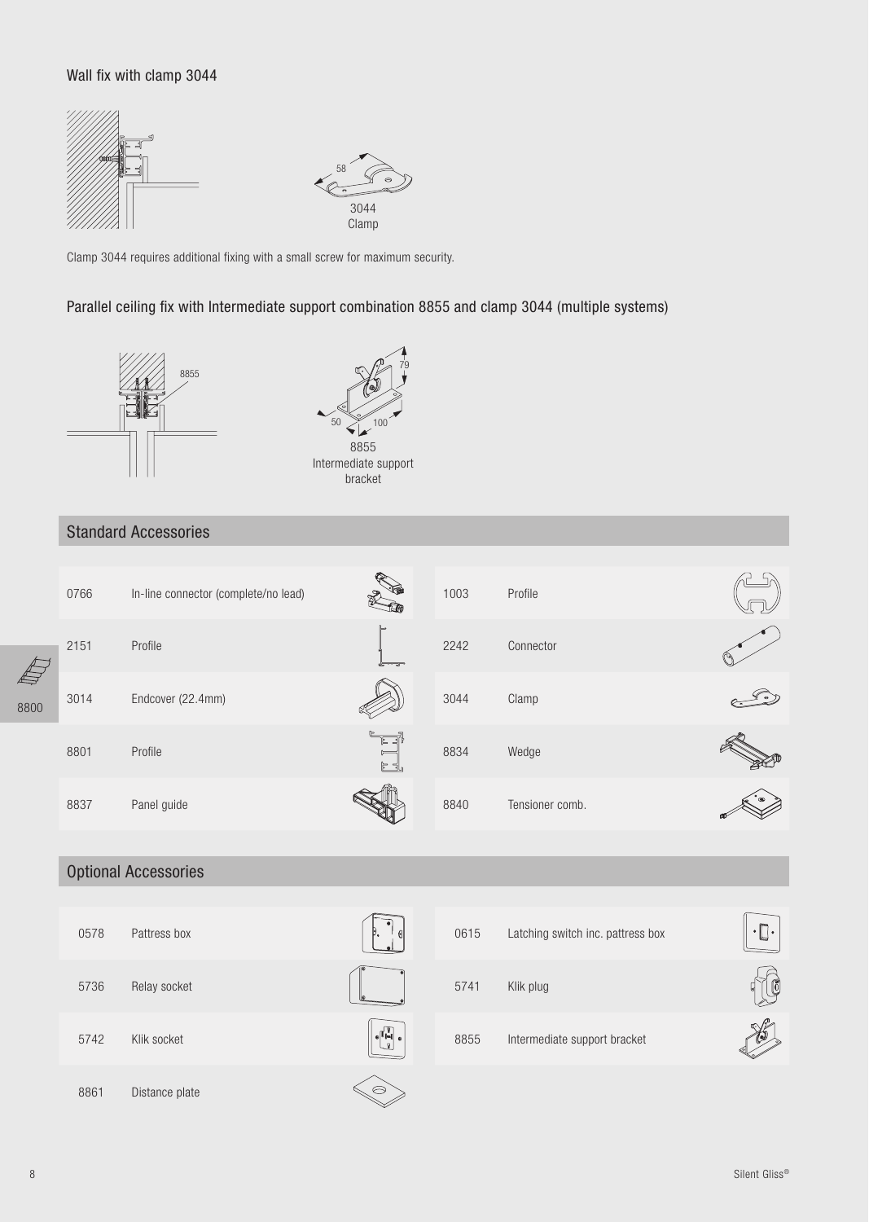## Wall fix with clamp 3044

58

3044
Clamp

Clamp 3044 requires additional fixing with a small screw for maximum security.

## Parallel ceiling fix with Intermediate support combination 8855 and clamp 3044 (multiple systems)

8855

79

50 100

8855
Intermediate support bracket

## Standard Accessories

| | | | |
|---|---|---|---|
| 0766 | In-line connector (complete/no lead) | 1003 | Profile |
| 2151 | Profile | 2242 | Connector |
| 3014 | Endcover (22.4mm) | 3044 | Clamp |
| 8801 | Profile | 8834 | Wedge |
| 8837 | Panel guide | 8840 | Tensioner comb. |

## Optional Accessories

| | | | |
|---|---|---|---|
| 0578 | Pattress box | 0615 | Latching switch inc. pattress box |
| 5736 | Relay socket | 5741 | Klik plug |
| 5742 | Klik socket | 8855 | Intermediate support bracket |
| 8861 | Distance plate | | |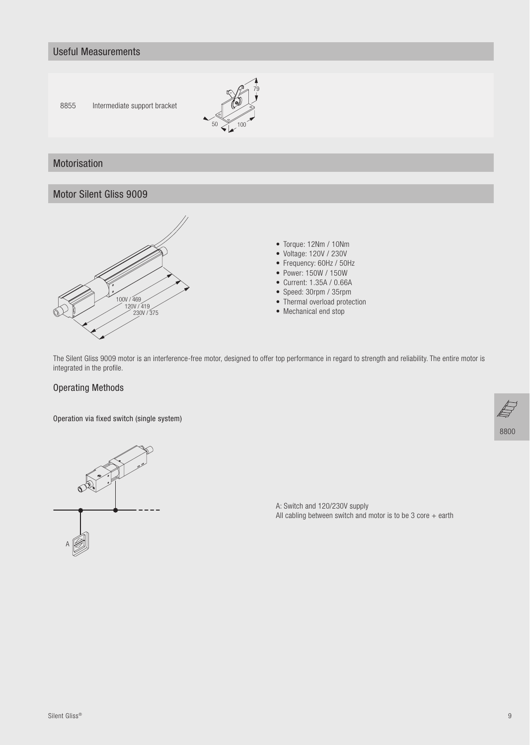## Useful Measurements

8855 Intermediate support bracket

## Motorisation

## Motor Silent Gliss 9009

- Torque: 12Nm / 10Nm
- Voltage: 120V / 230V
- Frequency: 60Hz / 50Hz
- Power: 150W / 150W
- Current: 1.35A / 0.66A
- Speed: 30rpm / 35rpm
- Thermal overload protection
- Mechanical end stop

The Silent Gliss 9009 motor is an interference-free motor, designed to offer top performance in regard to strength and reliability. The entire motor is integrated in the profile.

### Operating Methods

Operation via fixed switch (single system)

A: Switch and 120/230V supply
All cabling between switch and motor is to be 3 core + earth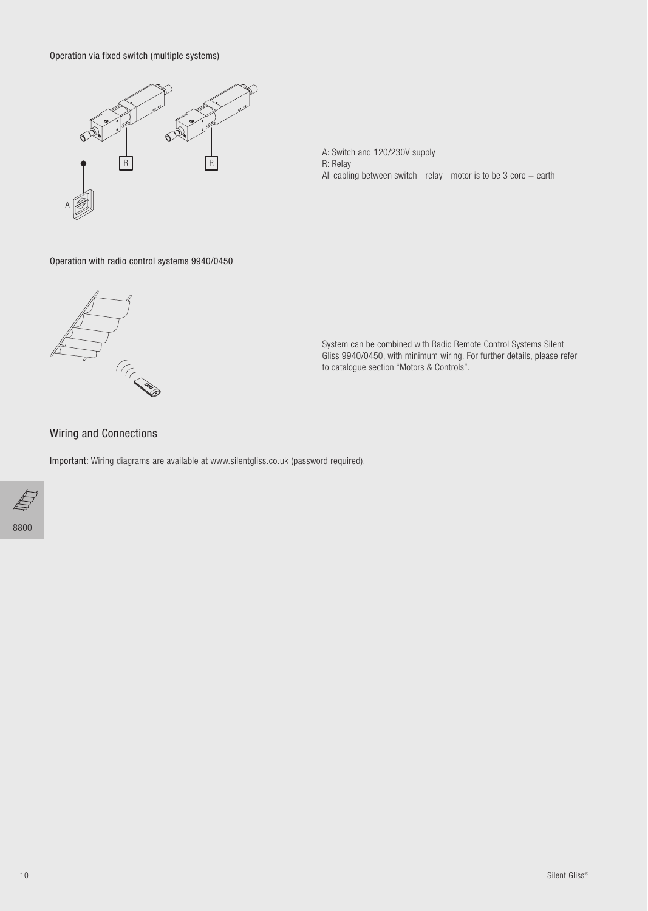Operation via fixed switch (multiple systems)

A

R

R

A: Switch and 120/230V supply
R: Relay
All cabling between switch - relay - motor is to be 3 core + earth

Operation with radio control systems 9940/0450

System can be combined with Radio Remote Control Systems Silent Gliss 9940/0450, with minimum wiring. For further details, please refer to catalogue section “Motors & Controls”.

## Wiring and Connections

**Important:** Wiring diagrams are available at www.silentgliss.co.uk (password required).

8800